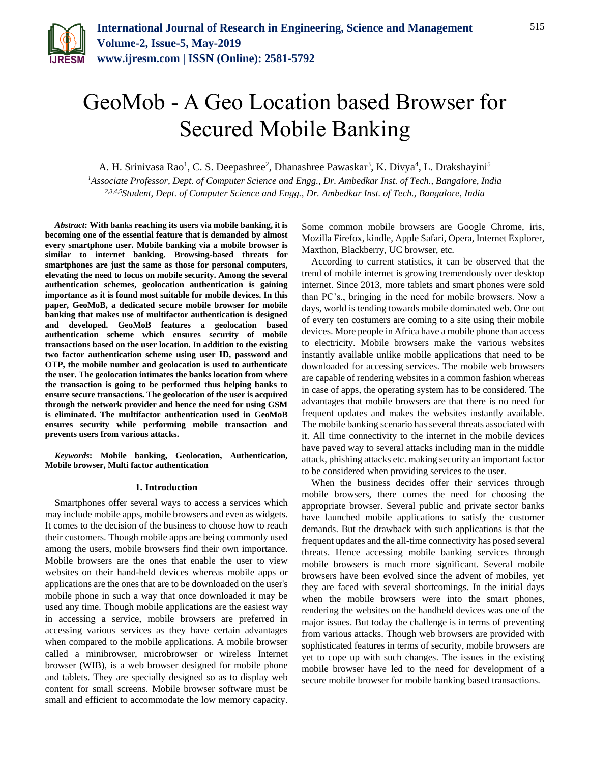# GeoMob - A Geo Location based Browser for Secured Mobile Banking

A. H. Srinivasa Rao[1], C. S. Deepashree[2], Dhanashree Pawaskar[3], K. Divya[4], L. Drakshayini[5]

[1]*Associate Professor, Dept. of Computer Science and Engg., Dr. Ambedkar Inst. of Tech., Bangalore, India*
[2,3,4,5]*Student, Dept. of Computer Science and Engg., Dr. Ambedkar Inst. of Tech., Bangalore, India*

***Abstract*: With banks reaching its users via mobile banking, it is becoming one of the essential feature that is demanded by almost every smartphone user. Mobile banking via a mobile browser is similar to internet banking. Browsing-based threats for smartphones are just the same as those for personal computers, elevating the need to focus on mobile security. Among the several authentication schemes, geolocation authentication is gaining importance as it is found most suitable for mobile devices. In this paper, GeoMoB, a dedicated secure mobile browser for mobile banking that makes use of multifactor authentication is designed and developed. GeoMoB features a geolocation based authentication scheme which ensures security of mobile transactions based on the user location. In addition to the existing two factor authentication scheme using user ID, password and OTP, the mobile number and geolocation is used to authenticate the user. The geolocation intimates the banks location from where the transaction is going to be performed thus helping banks to ensure secure transactions. The geolocation of the user is acquired through the network provider and hence the need for using GSM is eliminated. The multifactor authentication used in GeoMoB ensures security while performing mobile transaction and prevents users from various attacks.**

***Keywords*: Mobile banking, Geolocation, Authentication, Mobile browser, Multi factor authentication**

## 1. Introduction

Smartphones offer several ways to access a services which may include mobile apps, mobile browsers and even as widgets. It comes to the decision of the business to choose how to reach their customers. Though mobile apps are being commonly used among the users, mobile browsers find their own importance. Mobile browsers are the ones that enable the user to view websites on their hand-held devices whereas mobile apps or applications are the ones that are to be downloaded on the user's mobile phone in such a way that once downloaded it may be used any time. Though mobile applications are the easiest way in accessing a service, mobile browsers are preferred in accessing various services as they have certain advantages when compared to the mobile applications. A mobile browser called a minibrowser, microbrowser or wireless Internet browser (WIB), is a web browser designed for mobile phone and tablets. They are specially designed so as to display web content for small screens. Mobile browser software must be small and efficient to accommodate the low memory capacity. Some common mobile browsers are Google Chrome, iris, Mozilla Firefox, kindle, Apple Safari, Opera, Internet Explorer, Maxthon, Blackberry, UC browser, etc.

According to current statistics, it can be observed that the trend of mobile internet is growing tremendously over desktop internet. Since 2013, more tablets and smart phones were sold than PC's., bringing in the need for mobile browsers. Now a days, world is tending towards mobile dominated web. One out of every ten costumers are coming to a site using their mobile devices. More people in Africa have a mobile phone than access to electricity. Mobile browsers make the various websites instantly available unlike mobile applications that need to be downloaded for accessing services. The mobile web browsers are capable of rendering websites in a common fashion whereas in case of apps, the operating system has to be considered. The advantages that mobile browsers are that there is no need for frequent updates and makes the websites instantly available. The mobile banking scenario has several threats associated with it. All time connectivity to the internet in the mobile devices have paved way to several attacks including man in the middle attack, phishing attacks etc. making security an important factor to be considered when providing services to the user.

When the business decides offer their services through mobile browsers, there comes the need for choosing the appropriate browser. Several public and private sector banks have launched mobile applications to satisfy the customer demands. But the drawback with such applications is that the frequent updates and the all-time connectivity has posed several threats. Hence accessing mobile banking services through mobile browsers is much more significant. Several mobile browsers have been evolved since the advent of mobiles, yet they are faced with several shortcomings. In the initial days when the mobile browsers were into the smart phones, rendering the websites on the handheld devices was one of the major issues. But today the challenge is in terms of preventing from various attacks. Though web browsers are provided with sophisticated features in terms of security, mobile browsers are yet to cope up with such changes. The issues in the existing mobile browser have led to the need for development of a secure mobile browser for mobile banking based transactions.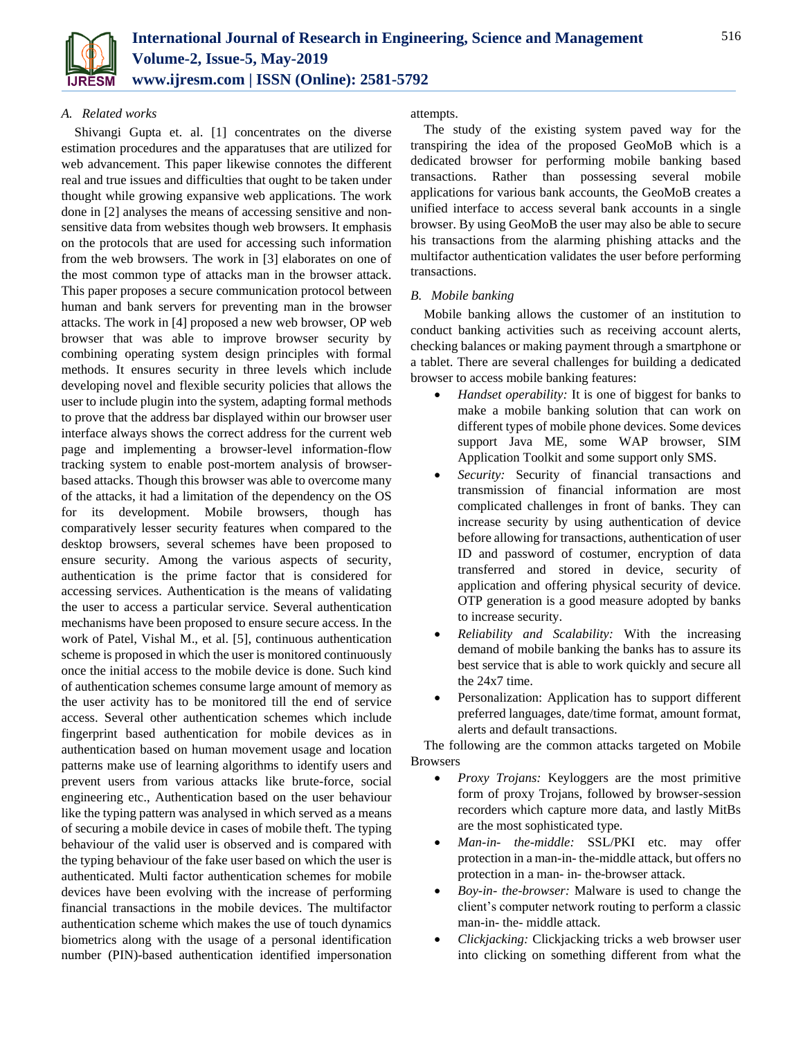### A. Related works

Shivangi Gupta et. al. [1] concentrates on the diverse estimation procedures and the apparatuses that are utilized for web advancement. This paper likewise connotes the different real and true issues and difficulties that ought to be taken under thought while growing expansive web applications. The work done in [2] analyses the means of accessing sensitive and non-sensitive data from websites though web browsers. It emphasis on the protocols that are used for accessing such information from the web browsers. The work in [3] elaborates on one of the most common type of attacks man in the browser attack. This paper proposes a secure communication protocol between human and bank servers for preventing man in the browser attacks. The work in [4] proposed a new web browser, OP web browser that was able to improve browser security by combining operating system design principles with formal methods. It ensures security in three levels which include developing novel and flexible security policies that allows the user to include plugin into the system, adapting formal methods to prove that the address bar displayed within our browser user interface always shows the correct address for the current web page and implementing a browser-level information-flow tracking system to enable post-mortem analysis of browser-based attacks. Though this browser was able to overcome many of the attacks, it had a limitation of the dependency on the OS for its development. Mobile browsers, though has comparatively lesser security features when compared to the desktop browsers, several schemes have been proposed to ensure security. Among the various aspects of security, authentication is the prime factor that is considered for accessing services. Authentication is the means of validating the user to access a particular service. Several authentication mechanisms have been proposed to ensure secure access. In the work of Patel, Vishal M., et al. [5], continuous authentication scheme is proposed in which the user is monitored continuously once the initial access to the mobile device is done. Such kind of authentication schemes consume large amount of memory as the user activity has to be monitored till the end of service access. Several other authentication schemes which include fingerprint based authentication for mobile devices as in authentication based on human movement usage and location patterns make use of learning algorithms to identify users and prevent users from various attacks like brute-force, social engineering etc., Authentication based on the user behaviour like the typing pattern was analysed in which served as a means of securing a mobile device in cases of mobile theft. The typing behaviour of the valid user is observed and is compared with the typing behaviour of the fake user based on which the user is authenticated. Multi factor authentication schemes for mobile devices have been evolving with the increase of performing financial transactions in the mobile devices. The multifactor authentication scheme which makes the use of touch dynamics biometrics along with the usage of a personal identification number (PIN)-based authentication identified impersonation attempts.

The study of the existing system paved way for the transpiring the idea of the proposed GeoMoB which is a dedicated browser for performing mobile banking based transactions. Rather than possessing several mobile applications for various bank accounts, the GeoMoB creates a unified interface to access several bank accounts in a single browser. By using GeoMoB the user may also be able to secure his transactions from the alarming phishing attacks and the multifactor authentication validates the user before performing transactions.

### B. Mobile banking

Mobile banking allows the customer of an institution to conduct banking activities such as receiving account alerts, checking balances or making payment through a smartphone or a tablet. There are several challenges for building a dedicated browser to access mobile banking features:

- *Handset operability:* It is one of biggest for banks to make a mobile banking solution that can work on different types of mobile phone devices. Some devices support Java ME, some WAP browser, SIM Application Toolkit and some support only SMS.
- *Security:* Security of financial transactions and transmission of financial information are most complicated challenges in front of banks. They can increase security by using authentication of device before allowing for transactions, authentication of user ID and password of costumer, encryption of data transferred and stored in device, security of application and offering physical security of device. OTP generation is a good measure adopted by banks to increase security.
- *Reliability and Scalability:* With the increasing demand of mobile banking the banks has to assure its best service that is able to work quickly and secure all the 24x7 time.
- Personalization: Application has to support different preferred languages, date/time format, amount format, alerts and default transactions.

The following are the common attacks targeted on Mobile Browsers

- *Proxy Trojans:* Keyloggers are the most primitive form of proxy Trojans, followed by browser-session recorders which capture more data, and lastly MitBs are the most sophisticated type.
- *Man-in- the-middle:* SSL/PKI etc. may offer protection in a man-in- the-middle attack, but offers no protection in a man- in- the-browser attack.
- *Boy-in- the-browser:* Malware is used to change the client's computer network routing to perform a classic man-in- the- middle attack.
- *Clickjacking:* Clickjacking tricks a web browser user into clicking on something different from what the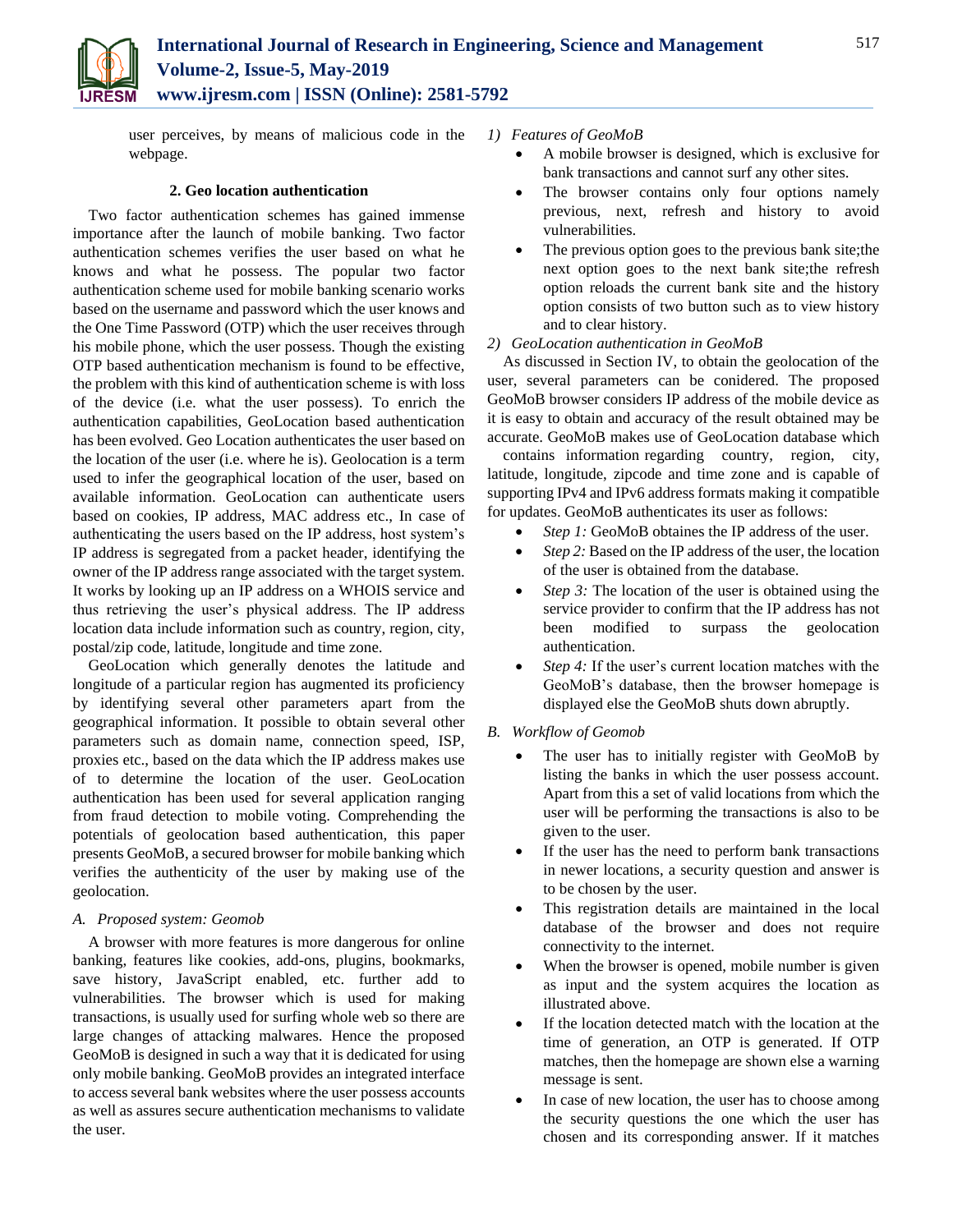user perceives, by means of malicious code in the webpage.

### 2. Geo location authentication

Two factor authentication schemes has gained immense importance after the launch of mobile banking. Two factor authentication schemes verifies the user based on what he knows and what he possess. The popular two factor authentication scheme used for mobile banking scenario works based on the username and password which the user knows and the One Time Password (OTP) which the user receives through his mobile phone, which the user possess. Though the existing OTP based authentication mechanism is found to be effective, the problem with this kind of authentication scheme is with loss of the device (i.e. what the user possess). To enrich the authentication capabilities, GeoLocation based authentication has been evolved. Geo Location authenticates the user based on the location of the user (i.e. where he is). Geolocation is a term used to infer the geographical location of the user, based on available information. GeoLocation can authenticate users based on cookies, IP address, MAC address etc., In case of authenticating the users based on the IP address, host system's IP address is segregated from a packet header, identifying the owner of the IP address range associated with the target system. It works by looking up an IP address on a WHOIS service and thus retrieving the user's physical address. The IP address location data include information such as country, region, city, postal/zip code, latitude, longitude and time zone.

GeoLocation which generally denotes the latitude and longitude of a particular region has augmented its proficiency by identifying several other parameters apart from the geographical information. It possible to obtain several other parameters such as domain name, connection speed, ISP, proxies etc., based on the data which the IP address makes use of to determine the location of the user. GeoLocation authentication has been used for several application ranging from fraud detection to mobile voting. Comprehending the potentials of geolocation based authentication, this paper presents GeoMoB, a secured browser for mobile banking which verifies the authenticity of the user by making use of the geolocation.

#### *A. Proposed system: Geomob*

A browser with more features is more dangerous for online banking, features like cookies, add-ons, plugins, bookmarks, save history, JavaScript enabled, etc. further add to vulnerabilities. The browser which is used for making transactions, is usually used for surfing whole web so there are large changes of attacking malwares. Hence the proposed GeoMoB is designed in such a way that it is dedicated for using only mobile banking. GeoMoB provides an integrated interface to access several bank websites where the user possess accounts as well as assures secure authentication mechanisms to validate the user.

##### *1) Features of GeoMoB*

- A mobile browser is designed, which is exclusive for bank transactions and cannot surf any other sites.
- The browser contains only four options namely previous, next, refresh and history to avoid vulnerabilities.
- The previous option goes to the previous bank site;the next option goes to the next bank site;the refresh option reloads the current bank site and the history option consists of two button such as to view history and to clear history.

##### *2) GeoLocation authentication in GeoMoB*

As discussed in Section IV, to obtain the geolocation of the user, several parameters can be conidered. The proposed GeoMoB browser considers IP address of the mobile device as it is easy to obtain and accuracy of the result obtained may be accurate. GeoMoB makes use of GeoLocation database which contains information regarding country, region, city, latitude, longitude, zipcode and time zone and is capable of supporting IPv4 and IPv6 address formats making it compatible for updates. GeoMoB authenticates its user as follows:

- *Step 1:* GeoMoB obtaines the IP address of the user.
- *Step 2:* Based on the IP address of the user, the location of the user is obtained from the database.
- *Step 3:* The location of the user is obtained using the service provider to confirm that the IP address has not been modified to surpass the geolocation authentication.
- *Step 4:* If the user's current location matches with the GeoMoB's database, then the browser homepage is displayed else the GeoMoB shuts down abruptly.

#### *B. Workflow of Geomob*

- The user has to initially register with GeoMoB by listing the banks in which the user possess account. Apart from this a set of valid locations from which the user will be performing the transactions is also to be given to the user.
- If the user has the need to perform bank transactions in newer locations, a security question and answer is to be chosen by the user.
- This registration details are maintained in the local database of the browser and does not require connectivity to the internet.
- When the browser is opened, mobile number is given as input and the system acquires the location as illustrated above.
- If the location detected match with the location at the time of generation, an OTP is generated. If OTP matches, then the homepage are shown else a warning message is sent.
- In case of new location, the user has to choose among the security questions the one which the user has chosen and its corresponding answer. If it matches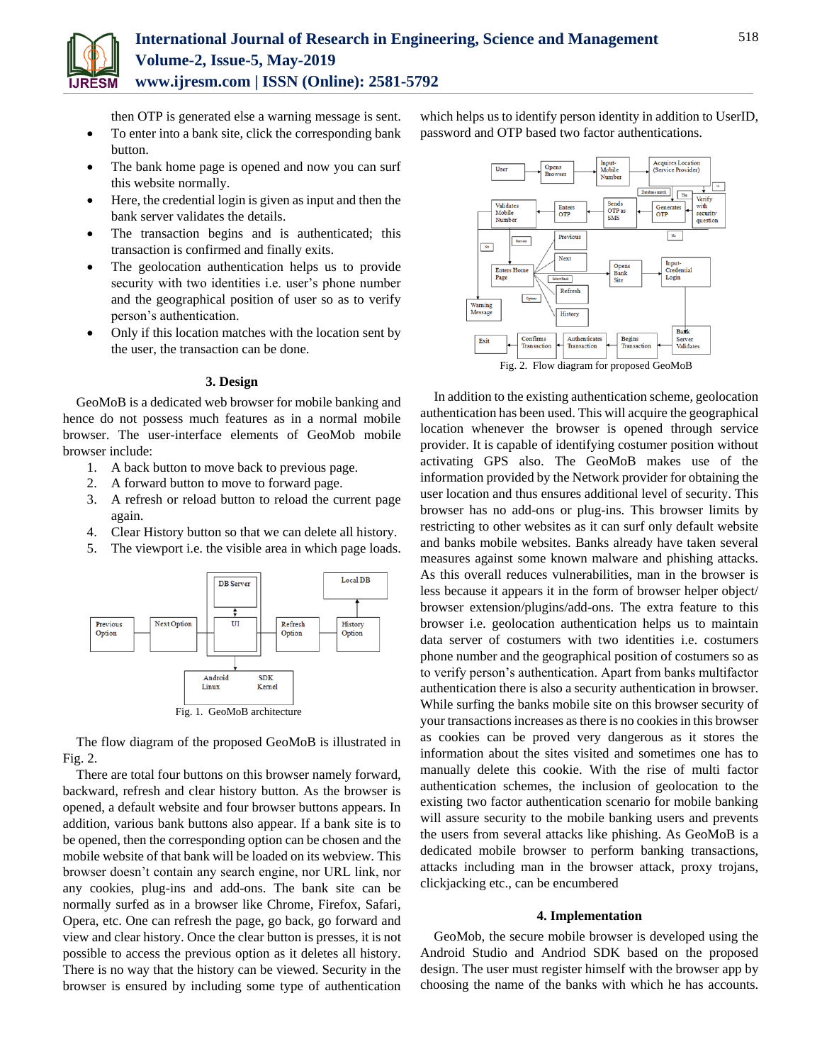then OTP is generated else a warning message is sent.

- To enter into a bank site, click the corresponding bank button.
- The bank home page is opened and now you can surf this website normally.
- Here, the credential login is given as input and then the bank server validates the details.
- The transaction begins and is authenticated; this transaction is confirmed and finally exits.
- The geolocation authentication helps us to provide security with two identities i.e. user's phone number and the geographical position of user so as to verify person's authentication.
- Only if this location matches with the location sent by the user, the transaction can be done.

## 3. Design

GeoMoB is a dedicated web browser for mobile banking and hence do not possess much features as in a normal mobile browser. The user-interface elements of GeoMob mobile browser include:

1. A back button to move back to previous page.
2. A forward button to move to forward page.
3. A refresh or reload button to reload the current page again.
4. Clear History button so that we can delete all history.
5. The viewport i.e. the visible area in which page loads.

DB Server
Local DB
Previous Option
Next Option
UI
Refresh Option
History Option
Android Linux
SDK Kernel

Fig. 1. GeoMoB architecture

The flow diagram of the proposed GeoMoB is illustrated in Fig. 2.

There are total four buttons on this browser namely forward, backward, refresh and clear history button. As the browser is opened, a default website and four browser buttons appears. In addition, various bank buttons also appear. If a bank site is to be opened, then the corresponding option can be chosen and the mobile website of that bank will be loaded on its webview. This browser doesn't contain any search engine, nor URL link, nor any cookies, plug-ins and add-ons. The bank site can be normally surfed as in a browser like Chrome, Firefox, Safari, Opera, etc. One can refresh the page, go back, go forward and view and clear history. Once the clear button is presses, it is not possible to access the previous option as it deletes all history. There is no way that the history can be viewed. Security in the browser is ensured by including some type of authentication which helps us to identify person identity in addition to UserID, password and OTP based two factor authentications.

User
Opens Browser
Input-Mobile Number
Acquires Location (Service Provider)
Database match
Yes
Validates Mobile Number
Enters OTP
Sends OTP as SMS
Generates OTP
Verify with security question
No
Previous
No
Next
Enters Home Page
Opens Bank Site
Input-Credential Login
Refresh
Warning Message
History
Exit
Confirms Transaction
Authenticates Transaction
Begins Transaction
Bank Server Validates

Fig. 2. Flow diagram for proposed GeoMoB

In addition to the existing authentication scheme, geolocation authentication has been used. This will acquire the geographical location whenever the browser is opened through service provider. It is capable of identifying costumer position without activating GPS also. The GeoMoB makes use of the information provided by the Network provider for obtaining the user location and thus ensures additional level of security. This browser has no add-ons or plug-ins. This browser limits by restricting to other websites as it can surf only default website and banks mobile websites. Banks already have taken several measures against some known malware and phishing attacks. As this overall reduces vulnerabilities, man in the browser is less because it appears it in the form of browser helper object/ browser extension/plugins/add-ons. The extra feature to this browser i.e. geolocation authentication helps us to maintain data server of costumers with two identities i.e. costumers phone number and the geographical position of costumers so as to verify person's authentication. Apart from banks multifactor authentication there is also a security authentication in browser. While surfing the banks mobile site on this browser security of your transactions increases as there is no cookies in this browser as cookies can be proved very dangerous as it stores the information about the sites visited and sometimes one has to manually delete this cookie. With the rise of multi factor authentication schemes, the inclusion of geolocation to the existing two factor authentication scenario for mobile banking will assure security to the mobile banking users and prevents the users from several attacks like phishing. As GeoMoB is a dedicated mobile browser to perform banking transactions, attacks including man in the browser attack, proxy trojans, clickjacking etc., can be encumbered

## 4. Implementation

GeoMob, the secure mobile browser is developed using the Android Studio and Andriod SDK based on the proposed design. The user must register himself with the browser app by choosing the name of the banks with which he has accounts.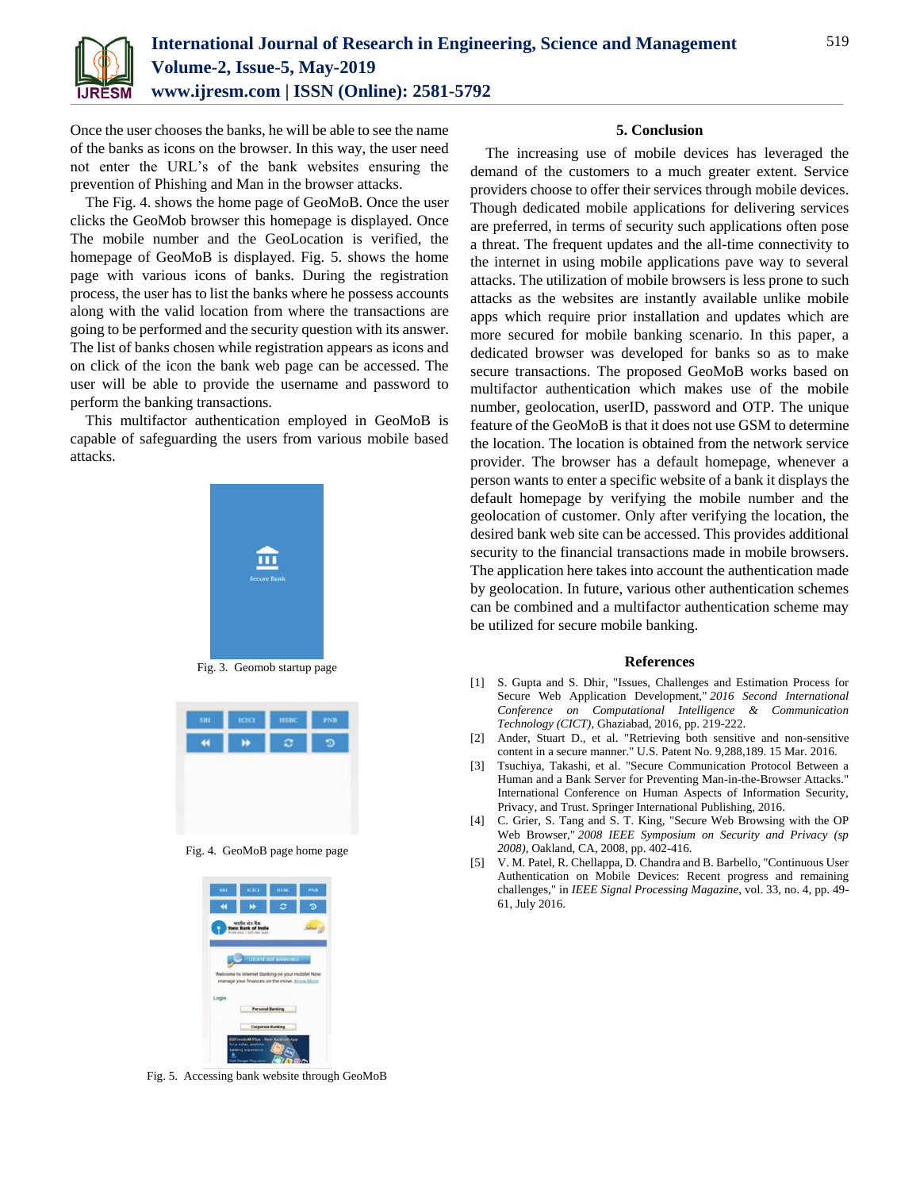Once the user chooses the banks, he will be able to see the name of the banks as icons on the browser. In this way, the user need not enter the URL's of the bank websites ensuring the prevention of Phishing and Man in the browser attacks.

The Fig. 4. shows the home page of GeoMoB. Once the user clicks the GeoMob browser this homepage is displayed. Once The mobile number and the GeoLocation is verified, the homepage of GeoMoB is displayed. Fig. 5. shows the home page with various icons of banks. During the registration process, the user has to list the banks where he possess accounts along with the valid location from where the transactions are going to be performed and the security question with its answer. The list of banks chosen while registration appears as icons and on click of the icon the bank web page can be accessed. The user will be able to provide the username and password to perform the banking transactions.

This multifactor authentication employed in GeoMoB is capable of safeguarding the users from various mobile based attacks.

Fig. 3. Geomob startup page

Fig. 4. GeoMoB page home page

Fig. 5. Accessing bank website through GeoMoB

## 5. Conclusion

The increasing use of mobile devices has leveraged the demand of the customers to a much greater extent. Service providers choose to offer their services through mobile devices. Though dedicated mobile applications for delivering services are preferred, in terms of security such applications often pose a threat. The frequent updates and the all-time connectivity to the internet in using mobile applications pave way to several attacks. The utilization of mobile browsers is less prone to such attacks as the websites are instantly available unlike mobile apps which require prior installation and updates which are more secured for mobile banking scenario. In this paper, a dedicated browser was developed for banks so as to make secure transactions. The proposed GeoMoB works based on multifactor authentication which makes use of the mobile number, geolocation, userID, password and OTP. The unique feature of the GeoMoB is that it does not use GSM to determine the location. The location is obtained from the network service provider. The browser has a default homepage, whenever a person wants to enter a specific website of a bank it displays the default homepage by verifying the mobile number and the geolocation of customer. Only after verifying the location, the desired bank web site can be accessed. This provides additional security to the financial transactions made in mobile browsers. The application here takes into account the authentication made by geolocation. In future, various other authentication schemes can be combined and a multifactor authentication scheme may be utilized for secure mobile banking.

## References

[1] S. Gupta and S. Dhir, "Issues, Challenges and Estimation Process for Secure Web Application Development," *2016 Second International Conference on Computational Intelligence & Communication Technology (CICT)*, Ghaziabad, 2016, pp. 219-222.

[2] Ander, Stuart D., et al. "Retrieving both sensitive and non-sensitive content in a secure manner." U.S. Patent No. 9,288,189. 15 Mar. 2016.

[3] Tsuchiya, Takashi, et al. "Secure Communication Protocol Between a Human and a Bank Server for Preventing Man-in-the-Browser Attacks." International Conference on Human Aspects of Information Security, Privacy, and Trust. Springer International Publishing, 2016.

[4] C. Grier, S. Tang and S. T. King, "Secure Web Browsing with the OP Web Browser," *2008 IEEE Symposium on Security and Privacy (sp 2008)*, Oakland, CA, 2008, pp. 402-416.

[5] V. M. Patel, R. Chellappa, D. Chandra and B. Barbello, "Continuous User Authentication on Mobile Devices: Recent progress and remaining challenges," in *IEEE Signal Processing Magazine*, vol. 33, no. 4, pp. 49-61, July 2016.